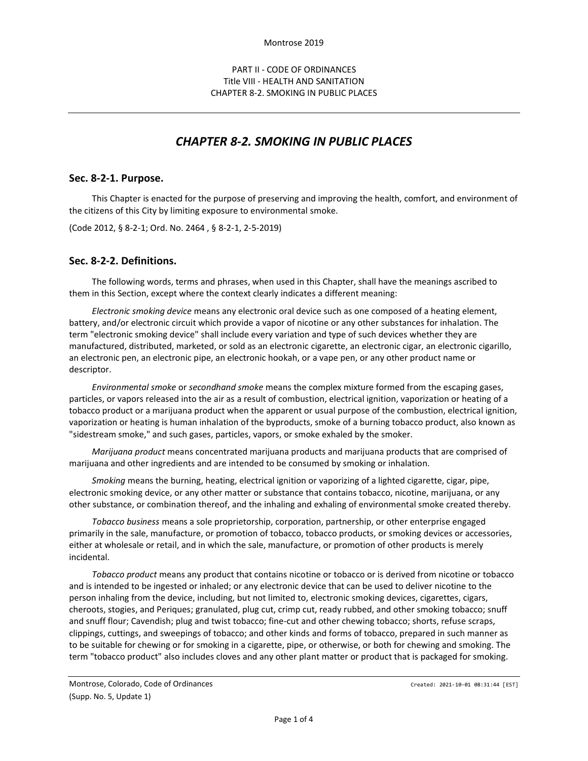PART II - CODE OF ORDINANCES
Title VIII - HEALTH AND SANITATION
CHAPTER 8-2. SMOKING IN PUBLIC PLACES

# *CHAPTER 8-2. SMOKING IN PUBLIC PLACES*

## Sec. 8-2-1. Purpose.

This Chapter is enacted for the purpose of preserving and improving the health, comfort, and environment of the citizens of this City by limiting exposure to environmental smoke.

(Code 2012, § 8-2-1; Ord. No. 2464 , § 8-2-1, 2-5-2019)

## Sec. 8-2-2. Definitions.

The following words, terms and phrases, when used in this Chapter, shall have the meanings ascribed to them in this Section, except where the context clearly indicates a different meaning:

*Electronic smoking device* means any electronic oral device such as one composed of a heating element, battery, and/or electronic circuit which provide a vapor of nicotine or any other substances for inhalation. The term "electronic smoking device" shall include every variation and type of such devices whether they are manufactured, distributed, marketed, or sold as an electronic cigarette, an electronic cigar, an electronic cigarillo, an electronic pen, an electronic pipe, an electronic hookah, or a vape pen, or any other product name or descriptor.

*Environmental smoke* or *secondhand smoke* means the complex mixture formed from the escaping gases, particles, or vapors released into the air as a result of combustion, electrical ignition, vaporization or heating of a tobacco product or a marijuana product when the apparent or usual purpose of the combustion, electrical ignition, vaporization or heating is human inhalation of the byproducts, smoke of a burning tobacco product, also known as "sidestream smoke," and such gases, particles, vapors, or smoke exhaled by the smoker.

*Marijuana product* means concentrated marijuana products and marijuana products that are comprised of marijuana and other ingredients and are intended to be consumed by smoking or inhalation.

*Smoking* means the burning, heating, electrical ignition or vaporizing of a lighted cigarette, cigar, pipe, electronic smoking device, or any other matter or substance that contains tobacco, nicotine, marijuana, or any other substance, or combination thereof, and the inhaling and exhaling of environmental smoke created thereby.

*Tobacco business* means a sole proprietorship, corporation, partnership, or other enterprise engaged primarily in the sale, manufacture, or promotion of tobacco, tobacco products, or smoking devices or accessories, either at wholesale or retail, and in which the sale, manufacture, or promotion of other products is merely incidental.

*Tobacco product* means any product that contains nicotine or tobacco or is derived from nicotine or tobacco and is intended to be ingested or inhaled; or any electronic device that can be used to deliver nicotine to the person inhaling from the device, including, but not limited to, electronic smoking devices, cigarettes, cigars, cheroots, stogies, and Periques; granulated, plug cut, crimp cut, ready rubbed, and other smoking tobacco; snuff and snuff flour; Cavendish; plug and twist tobacco; fine-cut and other chewing tobacco; shorts, refuse scraps, clippings, cuttings, and sweepings of tobacco; and other kinds and forms of tobacco, prepared in such manner as to be suitable for chewing or for smoking in a cigarette, pipe, or otherwise, or both for chewing and smoking. The term "tobacco product" also includes cloves and any other plant matter or product that is packaged for smoking.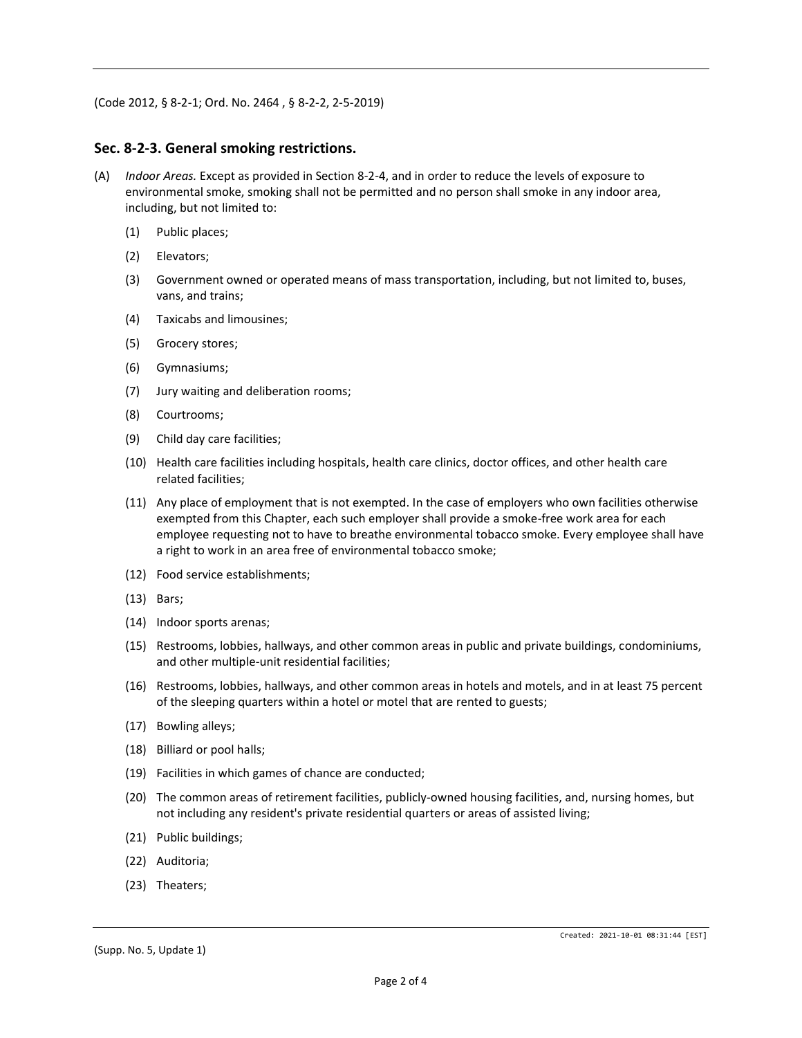(Code 2012, § 8-2-1; Ord. No. 2464 , § 8-2-2, 2-5-2019)

## Sec. 8-2-3. General smoking restrictions.

(A) *Indoor Areas.* Except as provided in Section 8-2-4, and in order to reduce the levels of exposure to environmental smoke, smoking shall not be permitted and no person shall smoke in any indoor area, including, but not limited to:

(1) Public places;

(2) Elevators;

(3) Government owned or operated means of mass transportation, including, but not limited to, buses, vans, and trains;

(4) Taxicabs and limousines;

(5) Grocery stores;

(6) Gymnasiums;

(7) Jury waiting and deliberation rooms;

(8) Courtrooms;

(9) Child day care facilities;

(10) Health care facilities including hospitals, health care clinics, doctor offices, and other health care related facilities;

(11) Any place of employment that is not exempted. In the case of employers who own facilities otherwise exempted from this Chapter, each such employer shall provide a smoke-free work area for each employee requesting not to have to breathe environmental tobacco smoke. Every employee shall have a right to work in an area free of environmental tobacco smoke;

(12) Food service establishments;

(13) Bars;

(14) Indoor sports arenas;

(15) Restrooms, lobbies, hallways, and other common areas in public and private buildings, condominiums, and other multiple-unit residential facilities;

(16) Restrooms, lobbies, hallways, and other common areas in hotels and motels, and in at least 75 percent of the sleeping quarters within a hotel or motel that are rented to guests;

(17) Bowling alleys;

(18) Billiard or pool halls;

(19) Facilities in which games of chance are conducted;

(20) The common areas of retirement facilities, publicly-owned housing facilities, and, nursing homes, but not including any resident's private residential quarters or areas of assisted living;

(21) Public buildings;

(22) Auditoria;

(23) Theaters;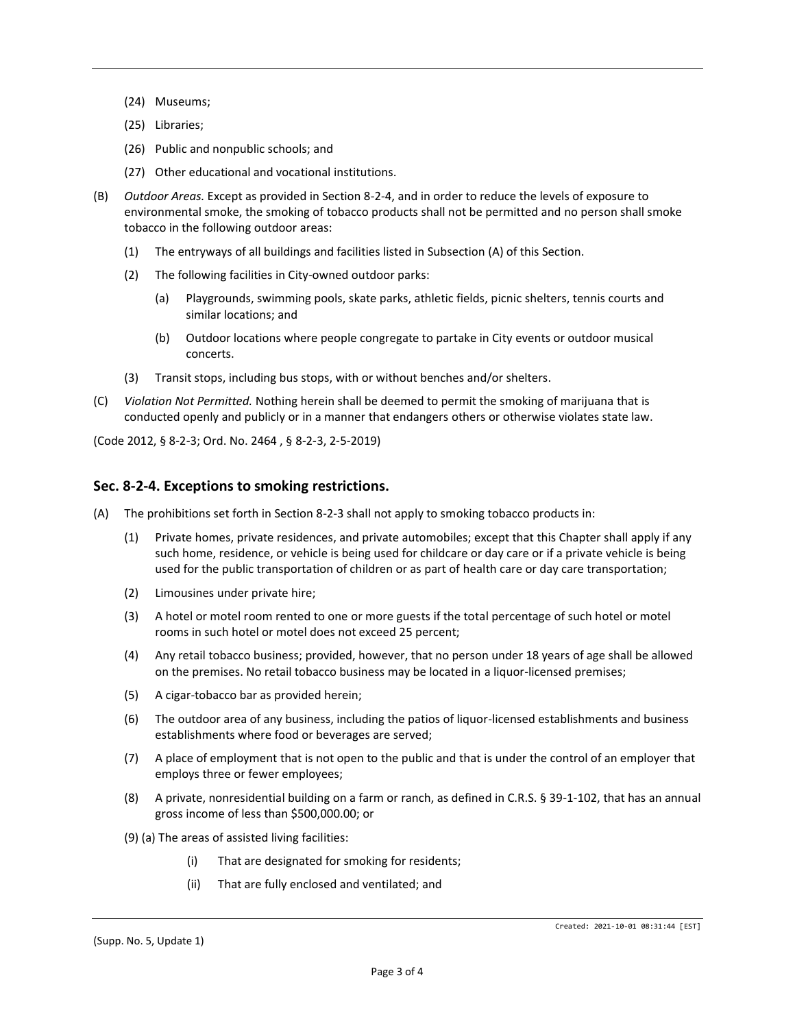(24) Museums;

(25) Libraries;

(26) Public and nonpublic schools; and

(27) Other educational and vocational institutions.

(B) *Outdoor Areas.* Except as provided in Section 8-2-4, and in order to reduce the levels of exposure to environmental smoke, the smoking of tobacco products shall not be permitted and no person shall smoke tobacco in the following outdoor areas:

(1) The entryways of all buildings and facilities listed in Subsection (A) of this Section.

(2) The following facilities in City-owned outdoor parks:

(a) Playgrounds, swimming pools, skate parks, athletic fields, picnic shelters, tennis courts and similar locations; and

(b) Outdoor locations where people congregate to partake in City events or outdoor musical concerts.

(3) Transit stops, including bus stops, with or without benches and/or shelters.

(C) *Violation Not Permitted.* Nothing herein shall be deemed to permit the smoking of marijuana that is conducted openly and publicly or in a manner that endangers others or otherwise violates state law.

(Code 2012, § 8-2-3; Ord. No. 2464 , § 8-2-3, 2-5-2019)

## Sec. 8-2-4. Exceptions to smoking restrictions.

(A) The prohibitions set forth in Section 8-2-3 shall not apply to smoking tobacco products in:

(1) Private homes, private residences, and private automobiles; except that this Chapter shall apply if any such home, residence, or vehicle is being used for childcare or day care or if a private vehicle is being used for the public transportation of children or as part of health care or day care transportation;

(2) Limousines under private hire;

(3) A hotel or motel room rented to one or more guests if the total percentage of such hotel or motel rooms in such hotel or motel does not exceed 25 percent;

(4) Any retail tobacco business; provided, however, that no person under 18 years of age shall be allowed on the premises. No retail tobacco business may be located in a liquor-licensed premises;

(5) A cigar-tobacco bar as provided herein;

(6) The outdoor area of any business, including the patios of liquor-licensed establishments and business establishments where food or beverages are served;

(7) A place of employment that is not open to the public and that is under the control of an employer that employs three or fewer employees;

(8) A private, nonresidential building on a farm or ranch, as defined in C.R.S. § 39-1-102, that has an annual gross income of less than $500,000.00; or

(9) (a) The areas of assisted living facilities:

(i) That are designated for smoking for residents;

(ii) That are fully enclosed and ventilated; and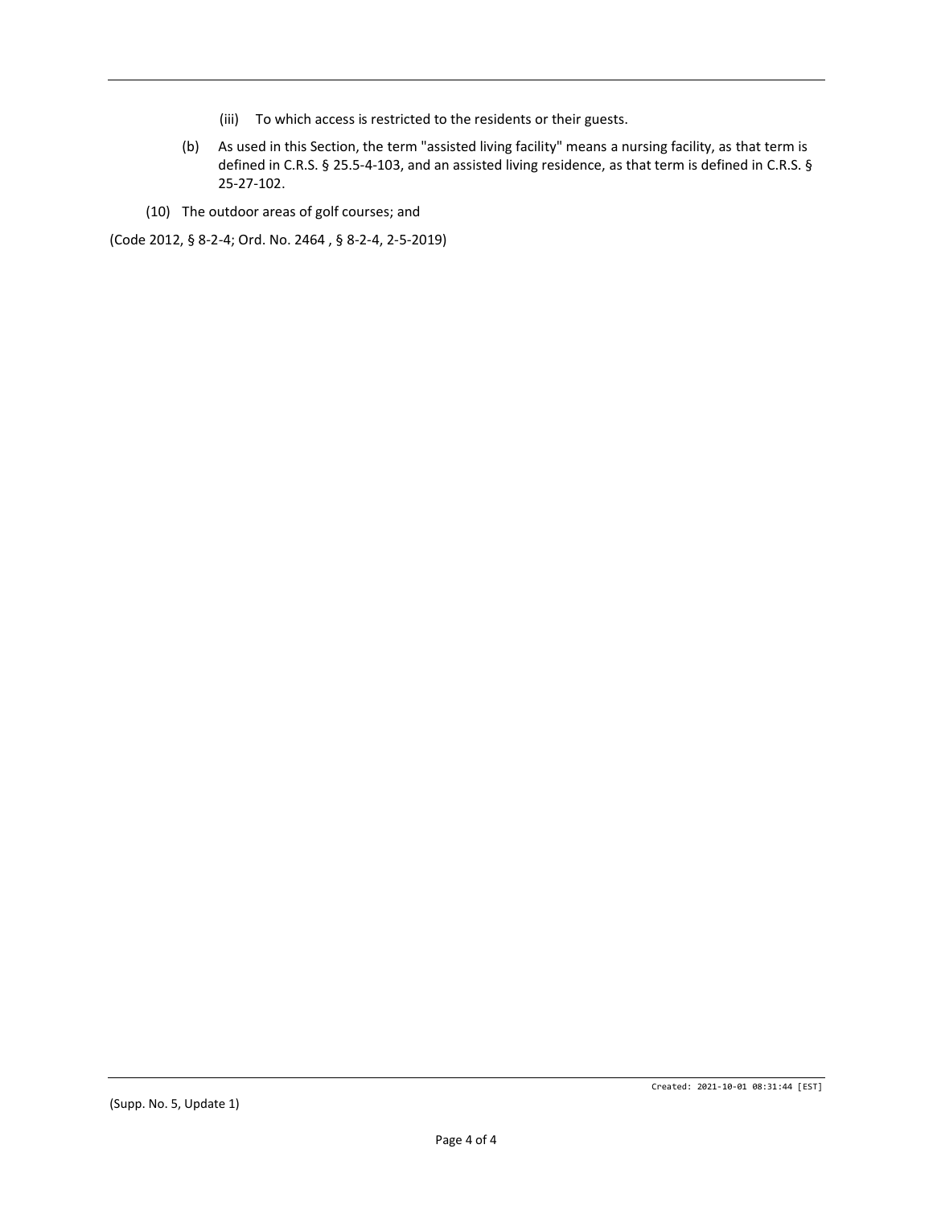(iii) To which access is restricted to the residents or their guests.

(b) As used in this Section, the term "assisted living facility" means a nursing facility, as that term is defined in C.R.S. § 25.5-4-103, and an assisted living residence, as that term is defined in C.R.S. § 25-27-102.

(10) The outdoor areas of golf courses; and

(Code 2012, § 8-2-4; Ord. No. 2464 , § 8-2-4, 2-5-2019)